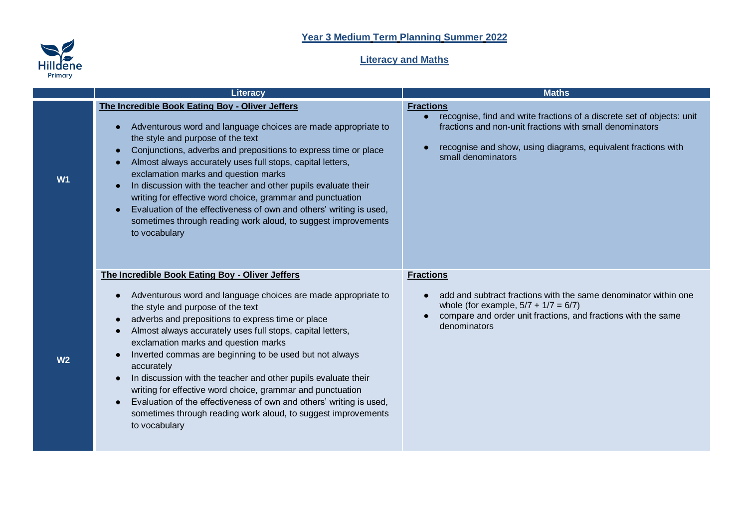# Year 3 Medium Term Planning Summer 2022

## Literacy and Maths

| | Literacy | Maths |
|---|---|---|
| **W1** | **The Incredible Book Eating Boy - Oliver Jeffers**<br><br>• Adventurous word and language choices are made appropriate to the style and purpose of the text<br>• Conjunctions, adverbs and prepositions to express time or place<br>• Almost always accurately uses full stops, capital letters, exclamation marks and question marks<br>• In discussion with the teacher and other pupils evaluate their writing for effective word choice, grammar and punctuation<br>• Evaluation of the effectiveness of own and others' writing is used, sometimes through reading work aloud, to suggest improvements to vocabulary | **Fractions**<br>• recognise, find and write fractions of a discrete set of objects: unit fractions and non-unit fractions with small denominators<br><br>• recognise and show, using diagrams, equivalent fractions with small denominators |
| **W2** | **The Incredible Book Eating Boy - Oliver Jeffers**<br><br>• Adventurous word and language choices are made appropriate to the style and purpose of the text<br>• adverbs and prepositions to express time or place<br>• Almost always accurately uses full stops, capital letters, exclamation marks and question marks<br>• Inverted commas are beginning to be used but not always accurately<br>• In discussion with the teacher and other pupils evaluate their writing for effective word choice, grammar and punctuation<br>• Evaluation of the effectiveness of own and others' writing is used, sometimes through reading work aloud, to suggest improvements to vocabulary | **Fractions**<br><br>• add and subtract fractions with the same denominator within one whole (for example, $5/7 + 1/7 = 6/7$)<br>• compare and order unit fractions, and fractions with the same denominators |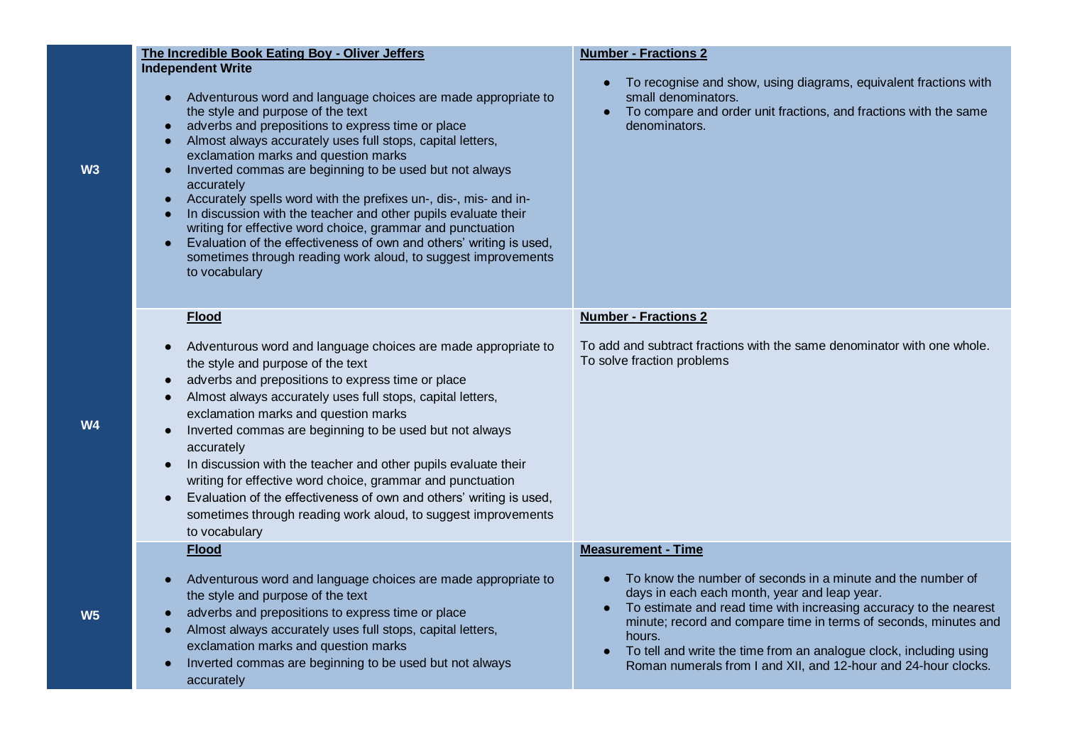| Week | English | Maths |
| --- | --- | --- |
| W3 | **The Incredible Book Eating Boy - Oliver Jeffers**<br>**Independent Write**<br>• Adventurous word and language choices are made appropriate to the style and purpose of the text<br>• adverbs and prepositions to express time or place<br>• Almost always accurately uses full stops, capital letters, exclamation marks and question marks<br>• Inverted commas are beginning to be used but not always accurately<br>• Accurately spells word with the prefixes un-, dis-, mis- and in-<br>• In discussion with the teacher and other pupils evaluate their writing for effective word choice, grammar and punctuation<br>• Evaluation of the effectiveness of own and others' writing is used, sometimes through reading work aloud, to suggest improvements to vocabulary | **Number - Fractions 2**<br>• To recognise and show, using diagrams, equivalent fractions with small denominators.<br>• To compare and order unit fractions, and fractions with the same denominators. |
| W4 | **Flood**<br>• Adventurous word and language choices are made appropriate to the style and purpose of the text<br>• adverbs and prepositions to express time or place<br>• Almost always accurately uses full stops, capital letters, exclamation marks and question marks<br>• Inverted commas are beginning to be used but not always accurately<br>• In discussion with the teacher and other pupils evaluate their writing for effective word choice, grammar and punctuation<br>• Evaluation of the effectiveness of own and others' writing is used, sometimes through reading work aloud, to suggest improvements to vocabulary | **Number - Fractions 2**<br>To add and subtract fractions with the same denominator with one whole.<br>To solve fraction problems |
| W5 | **Flood**<br>• Adventurous word and language choices are made appropriate to the style and purpose of the text<br>• adverbs and prepositions to express time or place<br>• Almost always accurately uses full stops, capital letters, exclamation marks and question marks<br>• Inverted commas are beginning to be used but not always accurately | **Measurement - Time**<br>• To know the number of seconds in a minute and the number of days in each each month, year and leap year.<br>• To estimate and read time with increasing accuracy to the nearest minute; record and compare time in terms of seconds, minutes and hours.<br>• To tell and write the time from an analogue clock, including using Roman numerals from I and XII, and 12-hour and 24-hour clocks. |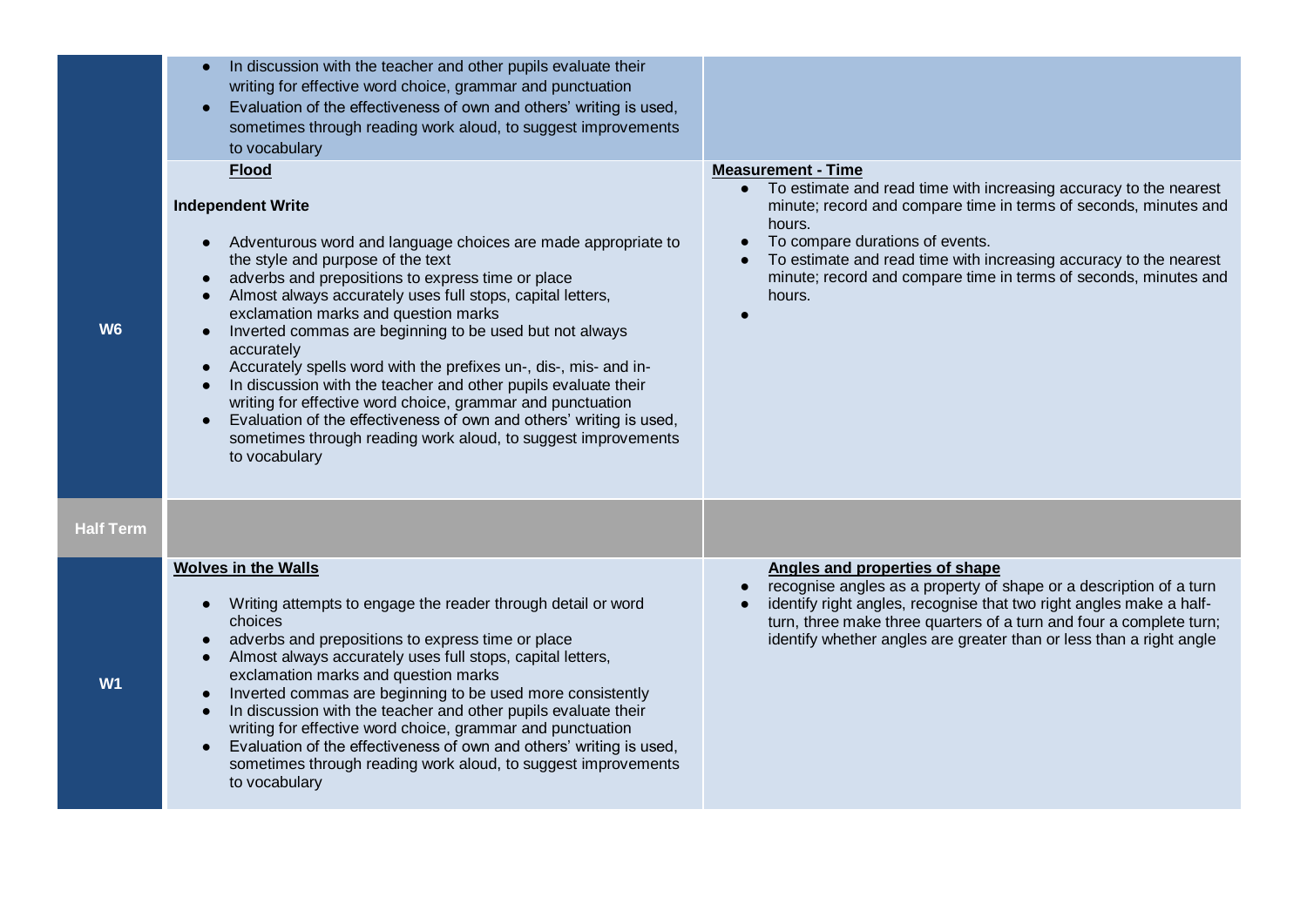| | | |
|---|---|---|
| | • In discussion with the teacher and other pupils evaluate their writing for effective word choice, grammar and punctuation<br>• Evaluation of the effectiveness of own and others' writing is used, sometimes through reading work aloud, to suggest improvements to vocabulary | |
| **W6** | **Flood**<br><br>**Independent Write**<br><br>• Adventurous word and language choices are made appropriate to the style and purpose of the text<br>• adverbs and prepositions to express time or place<br>• Almost always accurately uses full stops, capital letters, exclamation marks and question marks<br>• Inverted commas are beginning to be used but not always accurately<br>• Accurately spells word with the prefixes un-, dis-, mis- and in-<br>• In discussion with the teacher and other pupils evaluate their writing for effective word choice, grammar and punctuation<br>• Evaluation of the effectiveness of own and others' writing is used, sometimes through reading work aloud, to suggest improvements to vocabulary | **Measurement - Time**<br>• To estimate and read time with increasing accuracy to the nearest minute; record and compare time in terms of seconds, minutes and hours.<br>• To compare durations of events.<br>• To estimate and read time with increasing accuracy to the nearest minute; record and compare time in terms of seconds, minutes and hours.<br>• |
| **Half Term** | | |
| **W1** | **Wolves in the Walls**<br><br>• Writing attempts to engage the reader through detail or word choices<br>• adverbs and prepositions to express time or place<br>• Almost always accurately uses full stops, capital letters, exclamation marks and question marks<br>• Inverted commas are beginning to be used more consistently<br>• In discussion with the teacher and other pupils evaluate their writing for effective word choice, grammar and punctuation<br>• Evaluation of the effectiveness of own and others' writing is used, sometimes through reading work aloud, to suggest improvements to vocabulary | **Angles and properties of shape**<br>• recognise angles as a property of shape or a description of a turn<br>• identify right angles, recognise that two right angles make a half-turn, three make three quarters of a turn and four a complete turn; identify whether angles are greater than or less than a right angle |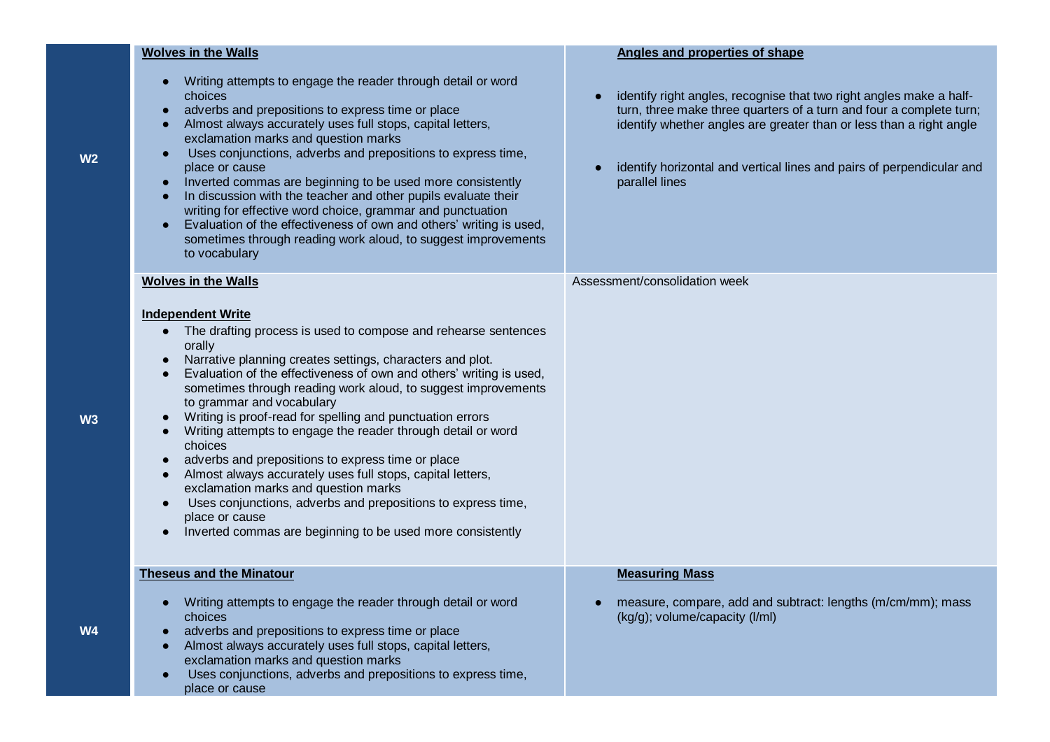| | | |
|---|---|---|
| **W2** | **Wolves in the Walls**<br><br>• Writing attempts to engage the reader through detail or word choices<br>• adverbs and prepositions to express time or place<br>• Almost always accurately uses full stops, capital letters, exclamation marks and question marks<br>• Uses conjunctions, adverbs and prepositions to express time, place or cause<br>• Inverted commas are beginning to be used more consistently<br>• In discussion with the teacher and other pupils evaluate their writing for effective word choice, grammar and punctuation<br>• Evaluation of the effectiveness of own and others' writing is used, sometimes through reading work aloud, to suggest improvements to vocabulary | **Angles and properties of shape**<br><br>• identify right angles, recognise that two right angles make a half-turn, three make three quarters of a turn and four a complete turn; identify whether angles are greater than or less than a right angle<br>• identify horizontal and vertical lines and pairs of perpendicular and parallel lines |
| **W3** | **Wolves in the Walls**<br><br>**Independent Write**<br>• The drafting process is used to compose and rehearse sentences orally<br>• Narrative planning creates settings, characters and plot.<br>• Evaluation of the effectiveness of own and others' writing is used, sometimes through reading work aloud, to suggest improvements to grammar and vocabulary<br>• Writing is proof-read for spelling and punctuation errors<br>• Writing attempts to engage the reader through detail or word choices<br>• adverbs and prepositions to express time or place<br>• Almost always accurately uses full stops, capital letters, exclamation marks and question marks<br>• Uses conjunctions, adverbs and prepositions to express time, place or cause<br>• Inverted commas are beginning to be used more consistently | Assessment/consolidation week |
| **W4** | **Theseus and the Minatour**<br><br>• Writing attempts to engage the reader through detail or word choices<br>• adverbs and prepositions to express time or place<br>• Almost always accurately uses full stops, capital letters, exclamation marks and question marks<br>• Uses conjunctions, adverbs and prepositions to express time, place or cause | **Measuring Mass**<br><br>• measure, compare, add and subtract: lengths (m/cm/mm); mass (kg/g); volume/capacity (l/ml) |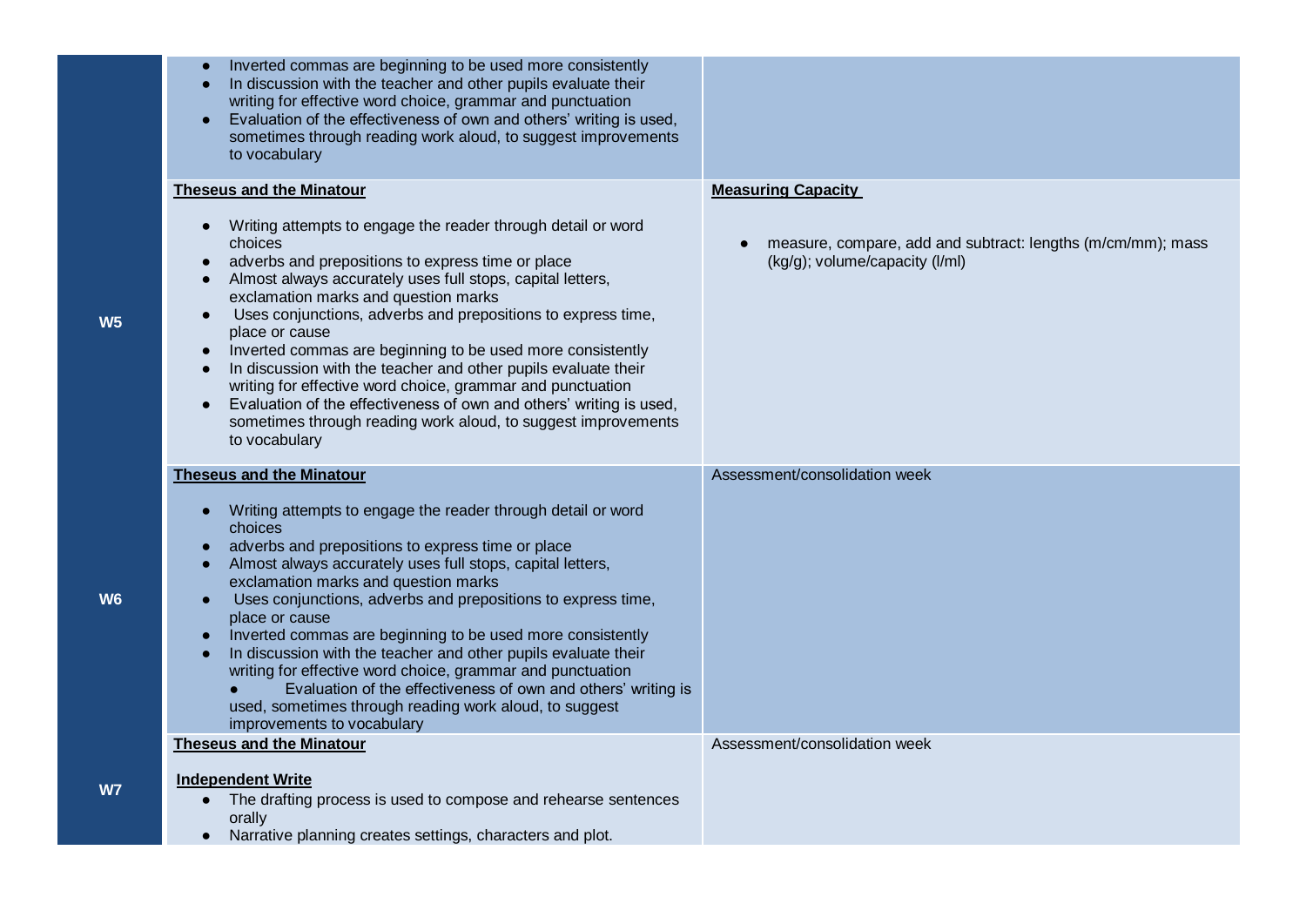| | | |
|---|---|---|
| | <ul><li>Inverted commas are beginning to be used more consistently</li><li>In discussion with the teacher and other pupils evaluate their writing for effective word choice, grammar and punctuation</li><li>Evaluation of the effectiveness of own and others' writing is used, sometimes through reading work aloud, to suggest improvements to vocabulary</li></ul> | |
| **W5** | **Theseus and the Minatour**<ul><li>Writing attempts to engage the reader through detail or word choices</li><li>adverbs and prepositions to express time or place</li><li>Almost always accurately uses full stops, capital letters, exclamation marks and question marks</li><li>Uses conjunctions, adverbs and prepositions to express time, place or cause</li><li>Inverted commas are beginning to be used more consistently</li><li>In discussion with the teacher and other pupils evaluate their writing for effective word choice, grammar and punctuation</li><li>Evaluation of the effectiveness of own and others' writing is used, sometimes through reading work aloud, to suggest improvements to vocabulary</li></ul> | **Measuring Capacity**<ul><li>measure, compare, add and subtract: lengths (m/cm/mm); mass (kg/g); volume/capacity (l/ml)</li></ul> |
| **W6** | **Theseus and the Minatour**<ul><li>Writing attempts to engage the reader through detail or word choices</li><li>adverbs and prepositions to express time or place</li><li>Almost always accurately uses full stops, capital letters, exclamation marks and question marks</li><li>Uses conjunctions, adverbs and prepositions to express time, place or cause</li><li>Inverted commas are beginning to be used more consistently</li><li>In discussion with the teacher and other pupils evaluate their writing for effective word choice, grammar and punctuation</li><li>Evaluation of the effectiveness of own and others' writing is used, sometimes through reading work aloud, to suggest improvements to vocabulary</li></ul> | Assessment/consolidation week |
| **W7** | **Theseus and the Minatour**<br><br>**Independent Write**<ul><li>The drafting process is used to compose and rehearse sentences orally</li><li>Narrative planning creates settings, characters and plot.</li></ul> | Assessment/consolidation week |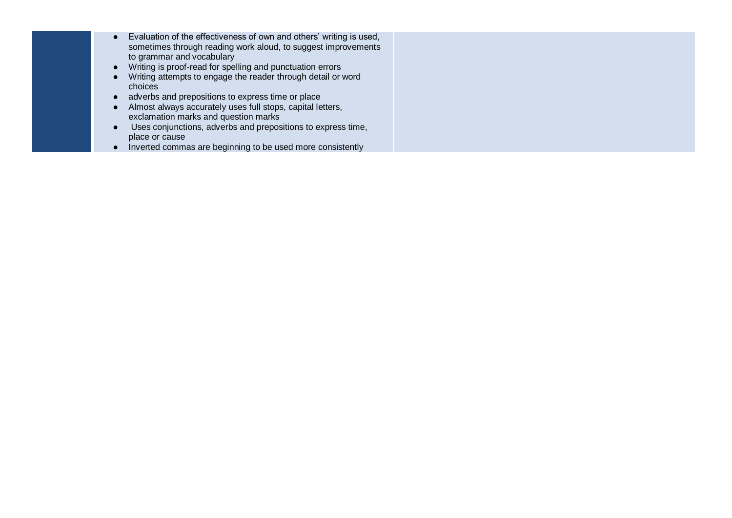| | | |
|---|---|---|
| | <ul><li>Evaluation of the effectiveness of own and others' writing is used, sometimes through reading work aloud, to suggest improvements to grammar and vocabulary</li><li>Writing is proof-read for spelling and punctuation errors</li><li>Writing attempts to engage the reader through detail or word choices</li><li>adverbs and prepositions to express time or place</li><li>Almost always accurately uses full stops, capital letters, exclamation marks and question marks</li><li>Uses conjunctions, adverbs and prepositions to express time, place or cause</li><li>Inverted commas are beginning to be used more consistently</li></ul> | |